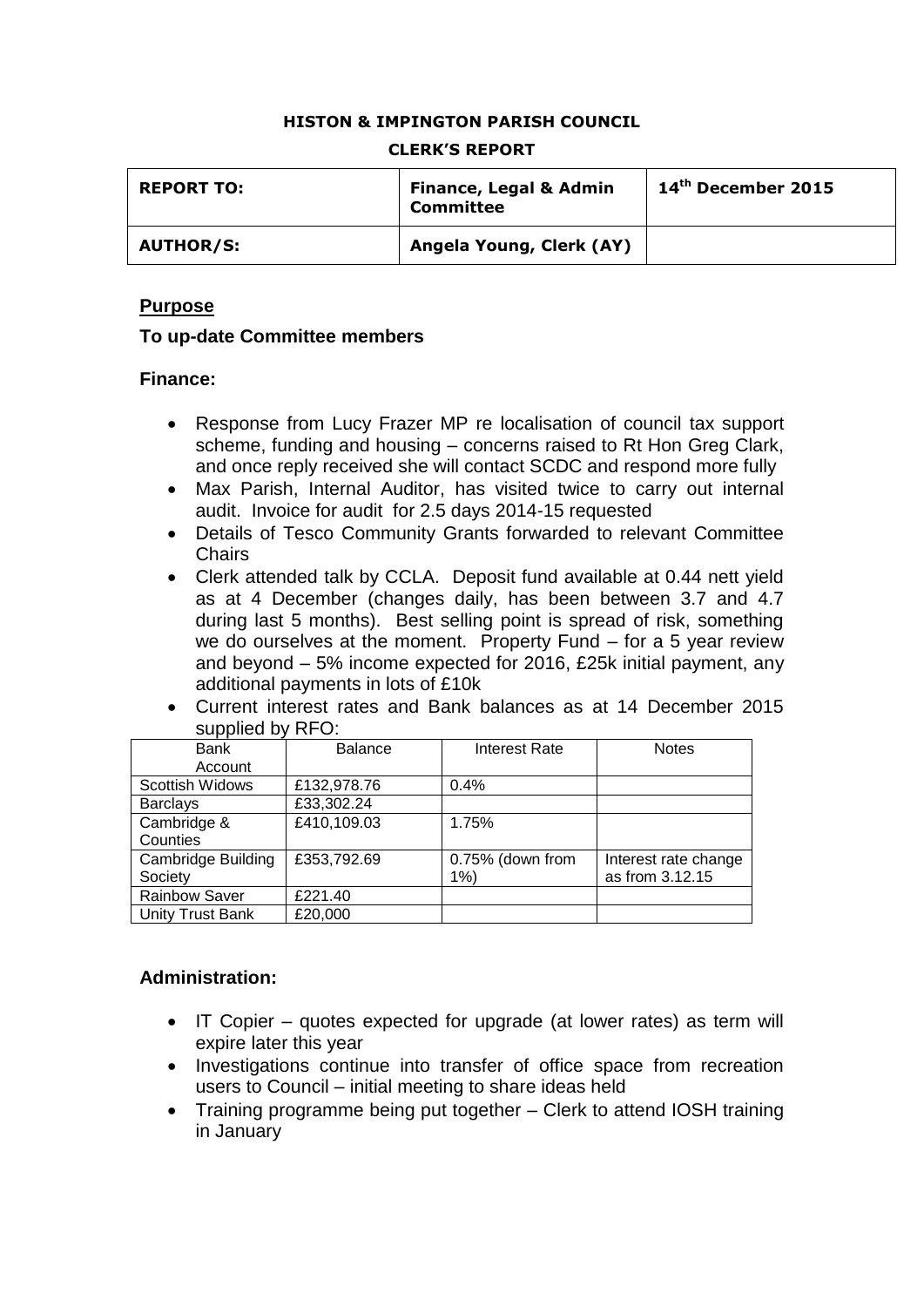**HISTON & IMPINGTON PARISH COUNCIL**

**CLERK'S REPORT**

| **REPORT TO:** | **Finance, Legal & Admin Committee** | **14th December 2015** |
|---|---|---|
| **AUTHOR/S:** | **Angela Young, Clerk (AY)** | |

## Purpose

**To up-date Committee members**

**Finance:**

- Response from Lucy Frazer MP re localisation of council tax support scheme, funding and housing – concerns raised to Rt Hon Greg Clark, and once reply received she will contact SCDC and respond more fully
- Max Parish, Internal Auditor, has visited twice to carry out internal audit. Invoice for audit for 2.5 days 2014-15 requested
- Details of Tesco Community Grants forwarded to relevant Committee Chairs
- Clerk attended talk by CCLA. Deposit fund available at 0.44 nett yield as at 4 December (changes daily, has been between 3.7 and 4.7 during last 5 months). Best selling point is spread of risk, something we do ourselves at the moment. Property Fund – for a 5 year review and beyond – 5% income expected for 2016, £25k initial payment, any additional payments in lots of £10k
- Current interest rates and Bank balances as at 14 December 2015 supplied by RFO:

| Bank Account | Balance | Interest Rate | Notes |
|---|---|---|---|
| Scottish Widows | £132,978.76 | 0.4% | |
| Barclays | £33,302.24 | | |
| Cambridge & Counties | £410,109.03 | 1.75% | |
| Cambridge Building Society | £353,792.69 | 0.75% (down from 1%) | Interest rate change as from 3.12.15 |
| Rainbow Saver | £221.40 | | |
| Unity Trust Bank | £20,000 | | |

**Administration:**

- IT Copier – quotes expected for upgrade (at lower rates) as term will expire later this year
- Investigations continue into transfer of office space from recreation users to Council – initial meeting to share ideas held
- Training programme being put together – Clerk to attend IOSH training in January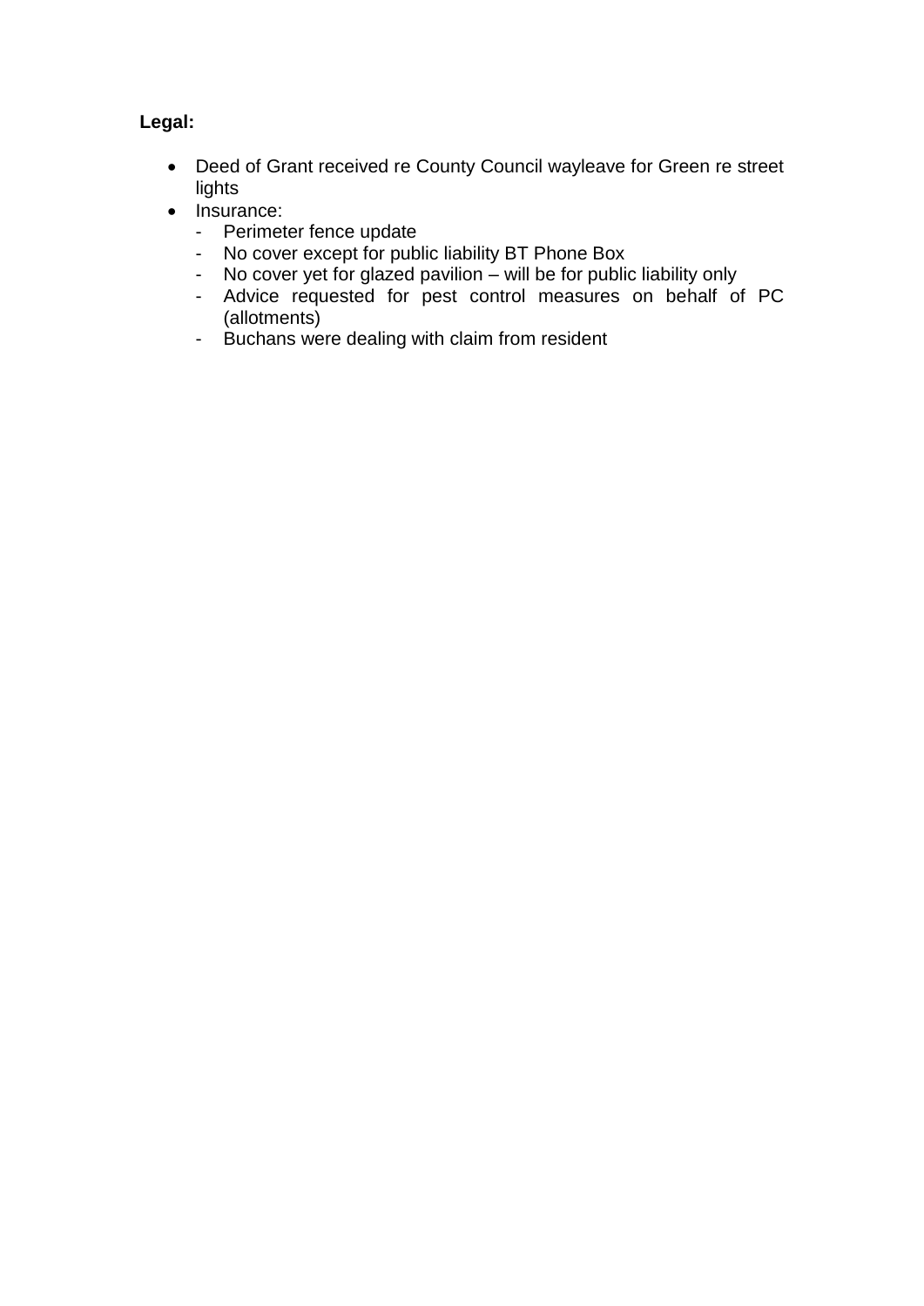**Legal:**

- Deed of Grant received re County Council wayleave for Green re street lights
- Insurance:
  - Perimeter fence update
  - No cover except for public liability BT Phone Box
  - No cover yet for glazed pavilion – will be for public liability only
  - Advice requested for pest control measures on behalf of PC (allotments)
  - Buchans were dealing with claim from resident